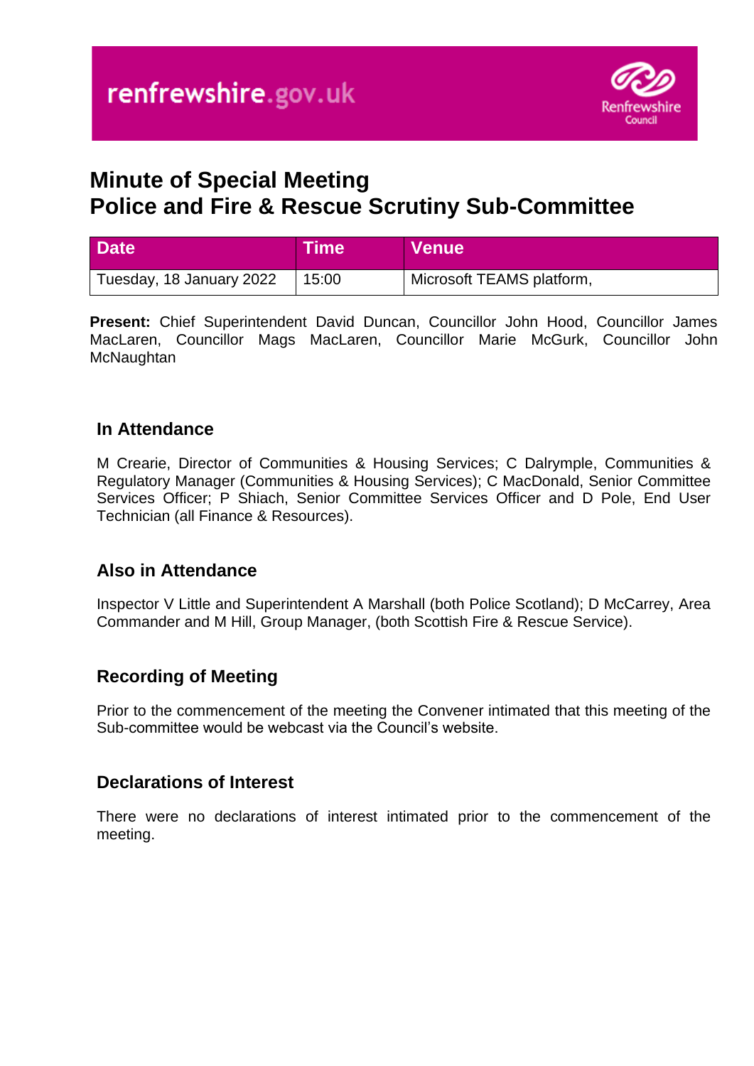renfrewshire.gov.uk

# Minute of Special Meeting
# Police and Fire & Rescue Scrutiny Sub-Committee

| Date | Time | Venue |
|---|---|---|
| Tuesday, 18 January 2022 | 15:00 | Microsoft TEAMS platform, |

**Present:** Chief Superintendent David Duncan, Councillor John Hood, Councillor James MacLaren, Councillor Mags MacLaren, Councillor Marie McGurk, Councillor John McNaughtan

## In Attendance

M Crearie, Director of Communities & Housing Services; C Dalrymple, Communities & Regulatory Manager (Communities & Housing Services); C MacDonald, Senior Committee Services Officer; P Shiach, Senior Committee Services Officer and D Pole, End User Technician (all Finance & Resources).

## Also in Attendance

Inspector V Little and Superintendent A Marshall (both Police Scotland); D McCarrey, Area Commander and M Hill, Group Manager, (both Scottish Fire & Rescue Service).

## Recording of Meeting

Prior to the commencement of the meeting the Convener intimated that this meeting of the Sub-committee would be webcast via the Council's website.

## Declarations of Interest

There were no declarations of interest intimated prior to the commencement of the meeting.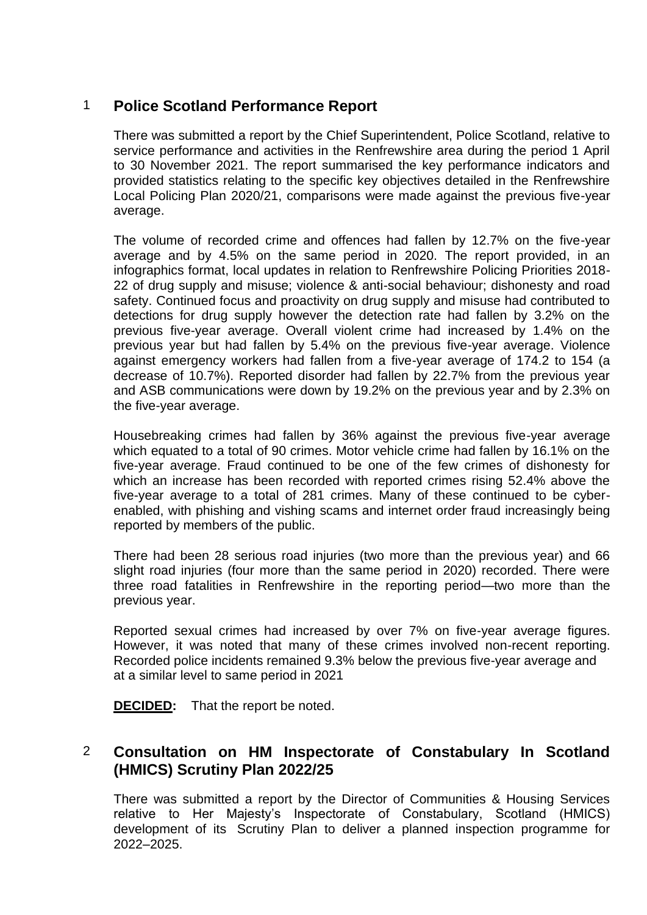## 1 Police Scotland Performance Report

There was submitted a report by the Chief Superintendent, Police Scotland, relative to service performance and activities in the Renfrewshire area during the period 1 April to 30 November 2021. The report summarised the key performance indicators and provided statistics relating to the specific key objectives detailed in the Renfrewshire Local Policing Plan 2020/21, comparisons were made against the previous five-year average.

The volume of recorded crime and offences had fallen by 12.7% on the five-year average and by 4.5% on the same period in 2020. The report provided, in an infographics format, local updates in relation to Renfrewshire Policing Priorities 2018-22 of drug supply and misuse; violence & anti-social behaviour; dishonesty and road safety. Continued focus and proactivity on drug supply and misuse had contributed to detections for drug supply however the detection rate had fallen by 3.2% on the previous five-year average. Overall violent crime had increased by 1.4% on the previous year but had fallen by 5.4% on the previous five-year average. Violence against emergency workers had fallen from a five-year average of 174.2 to 154 (a decrease of 10.7%). Reported disorder had fallen by 22.7% from the previous year and ASB communications were down by 19.2% on the previous year and by 2.3% on the five-year average.

Housebreaking crimes had fallen by 36% against the previous five-year average which equated to a total of 90 crimes. Motor vehicle crime had fallen by 16.1% on the five-year average. Fraud continued to be one of the few crimes of dishonesty for which an increase has been recorded with reported crimes rising 52.4% above the five-year average to a total of 281 crimes. Many of these continued to be cyber-enabled, with phishing and vishing scams and internet order fraud increasingly being reported by members of the public.

There had been 28 serious road injuries (two more than the previous year) and 66 slight road injuries (four more than the same period in 2020) recorded. There were three road fatalities in Renfrewshire in the reporting period—two more than the previous year.

Reported sexual crimes had increased by over 7% on five-year average figures. However, it was noted that many of these crimes involved non-recent reporting. Recorded police incidents remained 9.3% below the previous five-year average and at a similar level to same period in 2021

**DECIDED:** That the report be noted.

## 2 Consultation on HM Inspectorate of Constabulary In Scotland (HMICS) Scrutiny Plan 2022/25

There was submitted a report by the Director of Communities & Housing Services relative to Her Majesty's Inspectorate of Constabulary, Scotland (HMICS) development of its Scrutiny Plan to deliver a planned inspection programme for 2022–2025.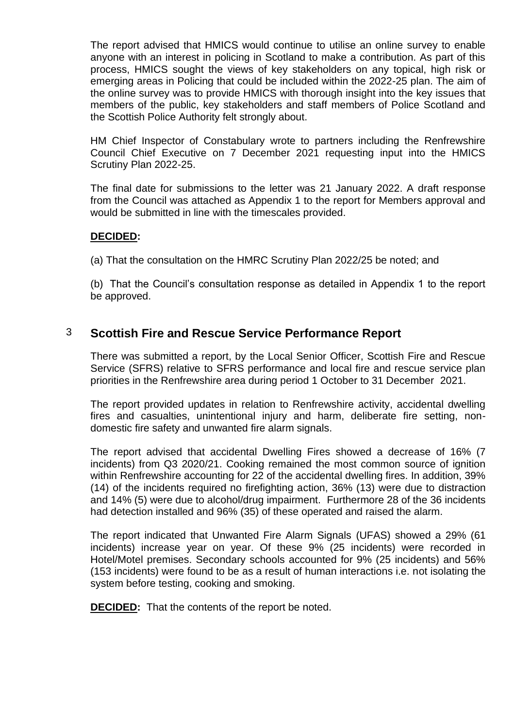The report advised that HMICS would continue to utilise an online survey to enable anyone with an interest in policing in Scotland to make a contribution. As part of this process, HMICS sought the views of key stakeholders on any topical, high risk or emerging areas in Policing that could be included within the 2022-25 plan. The aim of the online survey was to provide HMICS with thorough insight into the key issues that members of the public, key stakeholders and staff members of Police Scotland and the Scottish Police Authority felt strongly about.

HM Chief Inspector of Constabulary wrote to partners including the Renfrewshire Council Chief Executive on 7 December 2021 requesting input into the HMICS Scrutiny Plan 2022-25.

The final date for submissions to the letter was 21 January 2022. A draft response from the Council was attached as Appendix 1 to the report for Members approval and would be submitted in line with the timescales provided.

**DECIDED:**

(a) That the consultation on the HMRC Scrutiny Plan 2022/25 be noted; and

(b) That the Council's consultation response as detailed in Appendix 1 to the report be approved.

## 3 Scottish Fire and Rescue Service Performance Report

There was submitted a report, by the Local Senior Officer, Scottish Fire and Rescue Service (SFRS) relative to SFRS performance and local fire and rescue service plan priorities in the Renfrewshire area during period 1 October to 31 December 2021.

The report provided updates in relation to Renfrewshire activity, accidental dwelling fires and casualties, unintentional injury and harm, deliberate fire setting, non-domestic fire safety and unwanted fire alarm signals.

The report advised that accidental Dwelling Fires showed a decrease of 16% (7 incidents) from Q3 2020/21. Cooking remained the most common source of ignition within Renfrewshire accounting for 22 of the accidental dwelling fires. In addition, 39% (14) of the incidents required no firefighting action, 36% (13) were due to distraction and 14% (5) were due to alcohol/drug impairment. Furthermore 28 of the 36 incidents had detection installed and 96% (35) of these operated and raised the alarm.

The report indicated that Unwanted Fire Alarm Signals (UFAS) showed a 29% (61 incidents) increase year on year. Of these 9% (25 incidents) were recorded in Hotel/Motel premises. Secondary schools accounted for 9% (25 incidents) and 56% (153 incidents) were found to be as a result of human interactions i.e. not isolating the system before testing, cooking and smoking.

**DECIDED:** That the contents of the report be noted.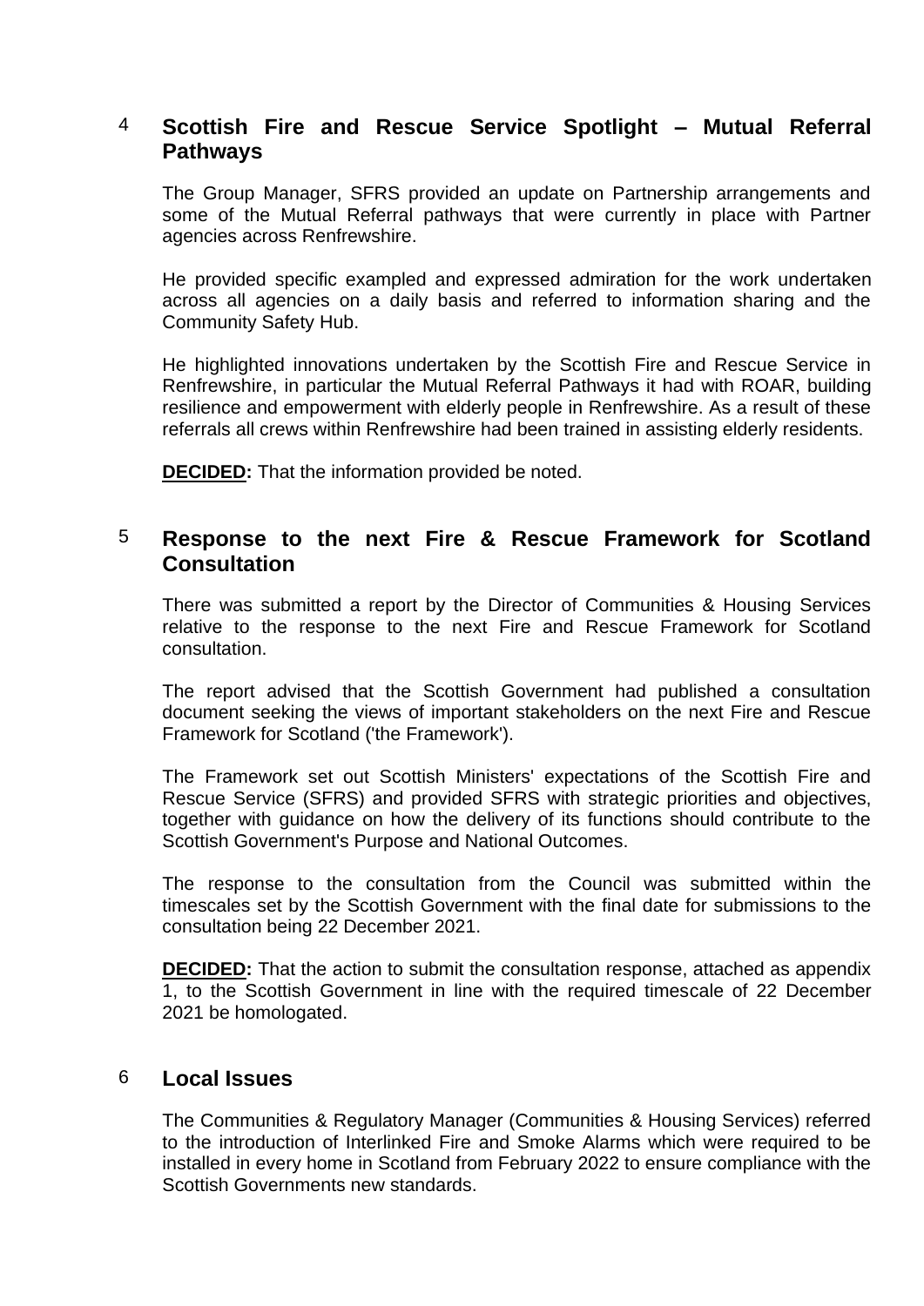## 4 Scottish Fire and Rescue Service Spotlight – Mutual Referral Pathways

The Group Manager, SFRS provided an update on Partnership arrangements and some of the Mutual Referral pathways that were currently in place with Partner agencies across Renfrewshire.

He provided specific exampled and expressed admiration for the work undertaken across all agencies on a daily basis and referred to information sharing and the Community Safety Hub.

He highlighted innovations undertaken by the Scottish Fire and Rescue Service in Renfrewshire, in particular the Mutual Referral Pathways it had with ROAR, building resilience and empowerment with elderly people in Renfrewshire. As a result of these referrals all crews within Renfrewshire had been trained in assisting elderly residents.

**DECIDED:** That the information provided be noted.

## 5 Response to the next Fire & Rescue Framework for Scotland Consultation

There was submitted a report by the Director of Communities & Housing Services relative to the response to the next Fire and Rescue Framework for Scotland consultation.

The report advised that the Scottish Government had published a consultation document seeking the views of important stakeholders on the next Fire and Rescue Framework for Scotland ('the Framework').

The Framework set out Scottish Ministers' expectations of the Scottish Fire and Rescue Service (SFRS) and provided SFRS with strategic priorities and objectives, together with guidance on how the delivery of its functions should contribute to the Scottish Government's Purpose and National Outcomes.

The response to the consultation from the Council was submitted within the timescales set by the Scottish Government with the final date for submissions to the consultation being 22 December 2021.

**DECIDED:** That the action to submit the consultation response, attached as appendix 1, to the Scottish Government in line with the required timescale of 22 December 2021 be homologated.

## 6 Local Issues

The Communities & Regulatory Manager (Communities & Housing Services) referred to the introduction of Interlinked Fire and Smoke Alarms which were required to be installed in every home in Scotland from February 2022 to ensure compliance with the Scottish Governments new standards.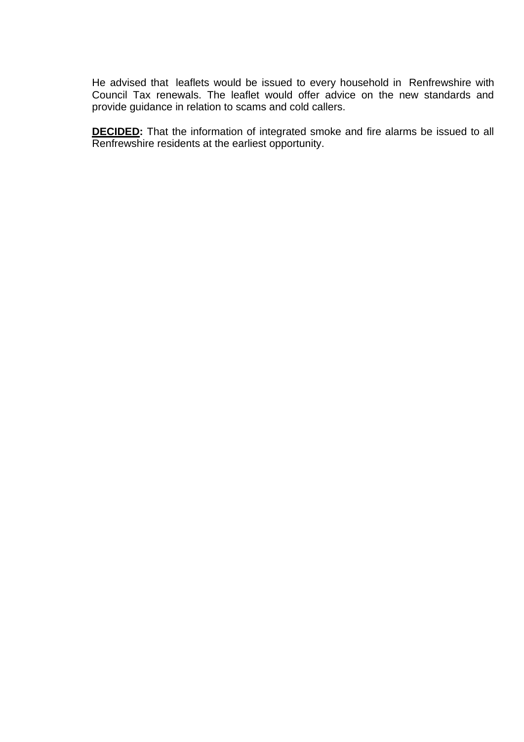He advised that leaflets would be issued to every household in Renfrewshire with Council Tax renewals. The leaflet would offer advice on the new standards and provide guidance in relation to scams and cold callers.

**DECIDED:** That the information of integrated smoke and fire alarms be issued to all Renfrewshire residents at the earliest opportunity.